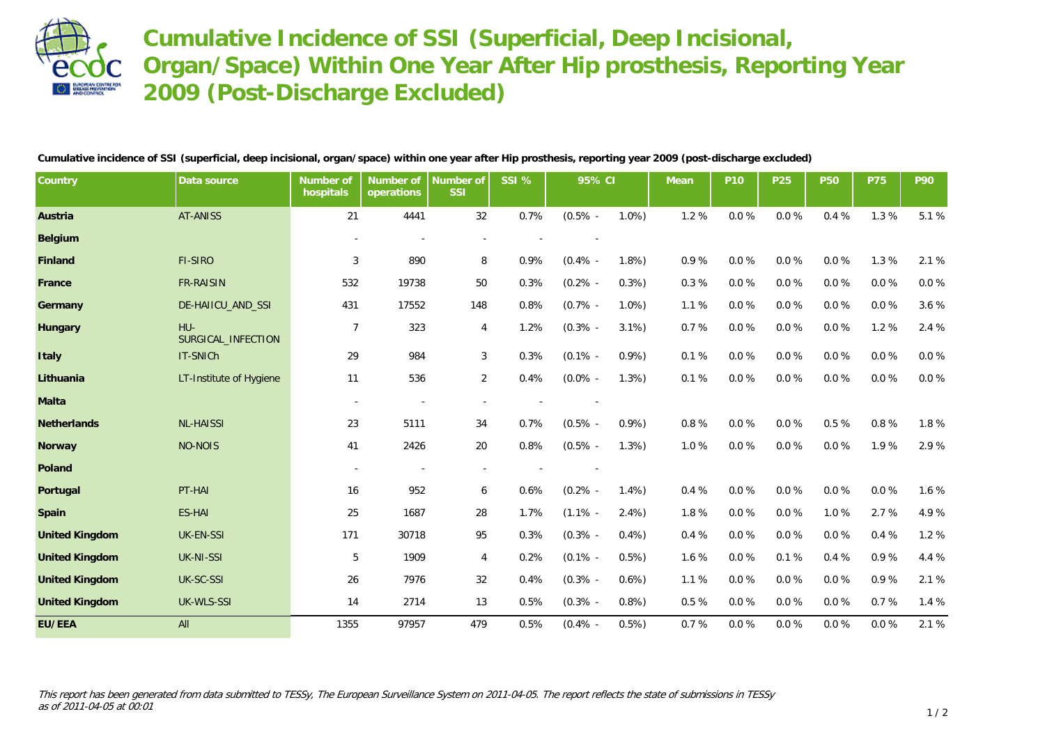# Cumulative Incidence of SSI (Superficial, Deep Incisional, Organ/Space) Within One Year After Hip prosthesis, Reporting Year 2009 (Post-Discharge Excluded)

**Cumulative incidence of SSI (superficial, deep incisional, organ/space) within one year after Hip prosthesis, reporting year 2009 (post-discharge excluded)**

| Country | Data source | Number of hospitals | Number of operations | Number of SSI | SSI % | 95% CI | | Mean | P10 | P25 | P50 | P75 | P90 |
|---|---|---|---|---|---|---|---|---|---|---|---|---|---|
| Austria | AT-ANISS | 21 | 4441 | 32 | 0.7% | (0.5% - | 1.0%) | 1.2 % | 0.0 % | 0.0 % | 0.4 % | 1.3 % | 5.1 % |
| Belgium | | - | - | - | - | - | | | | | | | |
| Finland | FI-SIRO | 3 | 890 | 8 | 0.9% | (0.4% - | 1.8%) | 0.9 % | 0.0 % | 0.0 % | 0.0 % | 1.3 % | 2.1 % |
| France | FR-RAISIN | 532 | 19738 | 50 | 0.3% | (0.2% - | 0.3%) | 0.3 % | 0.0 % | 0.0 % | 0.0 % | 0.0 % | 0.0 % |
| Germany | DE-HAIICU_AND_SSI | 431 | 17552 | 148 | 0.8% | (0.7% - | 1.0%) | 1.1 % | 0.0 % | 0.0 % | 0.0 % | 0.0 % | 3.6 % |
| Hungary | HU-SURGICAL_INFECTION | 7 | 323 | 4 | 1.2% | (0.3% - | 3.1%) | 0.7 % | 0.0 % | 0.0 % | 0.0 % | 1.2 % | 2.4 % |
| Italy | IT-SNICh | 29 | 984 | 3 | 0.3% | (0.1% - | 0.9%) | 0.1 % | 0.0 % | 0.0 % | 0.0 % | 0.0 % | 0.0 % |
| Lithuania | LT-Institute of Hygiene | 11 | 536 | 2 | 0.4% | (0.0% - | 1.3%) | 0.1 % | 0.0 % | 0.0 % | 0.0 % | 0.0 % | 0.0 % |
| Malta | | - | - | - | - | - | | | | | | | |
| Netherlands | NL-HAISSI | 23 | 5111 | 34 | 0.7% | (0.5% - | 0.9%) | 0.8 % | 0.0 % | 0.0 % | 0.5 % | 0.8 % | 1.8 % |
| Norway | NO-NOIS | 41 | 2426 | 20 | 0.8% | (0.5% - | 1.3%) | 1.0 % | 0.0 % | 0.0 % | 0.0 % | 1.9 % | 2.9 % |
| Poland | | - | - | - | - | - | | | | | | | |
| Portugal | PT-HAI | 16 | 952 | 6 | 0.6% | (0.2% - | 1.4%) | 0.4 % | 0.0 % | 0.0 % | 0.0 % | 0.0 % | 1.6 % |
| Spain | ES-HAI | 25 | 1687 | 28 | 1.7% | (1.1% - | 2.4%) | 1.8 % | 0.0 % | 0.0 % | 1.0 % | 2.7 % | 4.9 % |
| United Kingdom | UK-EN-SSI | 171 | 30718 | 95 | 0.3% | (0.3% - | 0.4%) | 0.4 % | 0.0 % | 0.0 % | 0.0 % | 0.4 % | 1.2 % |
| United Kingdom | UK-NI-SSI | 5 | 1909 | 4 | 0.2% | (0.1% - | 0.5%) | 1.6 % | 0.0 % | 0.1 % | 0.4 % | 0.9 % | 4.4 % |
| United Kingdom | UK-SC-SSI | 26 | 7976 | 32 | 0.4% | (0.3% - | 0.6%) | 1.1 % | 0.0 % | 0.0 % | 0.0 % | 0.9 % | 2.1 % |
| United Kingdom | UK-WLS-SSI | 14 | 2714 | 13 | 0.5% | (0.3% - | 0.8%) | 0.5 % | 0.0 % | 0.0 % | 0.0 % | 0.7 % | 1.4 % |
| EU/EEA | All | 1355 | 97957 | 479 | 0.5% | (0.4% - | 0.5%) | 0.7 % | 0.0 % | 0.0 % | 0.0 % | 0.0 % | 2.1 % |

*This report has been generated from data submitted to TESSy, The European Surveillance System on 2011-04-05. The report reflects the state of submissions in TESSy as of 2011-04-05 at 00:01*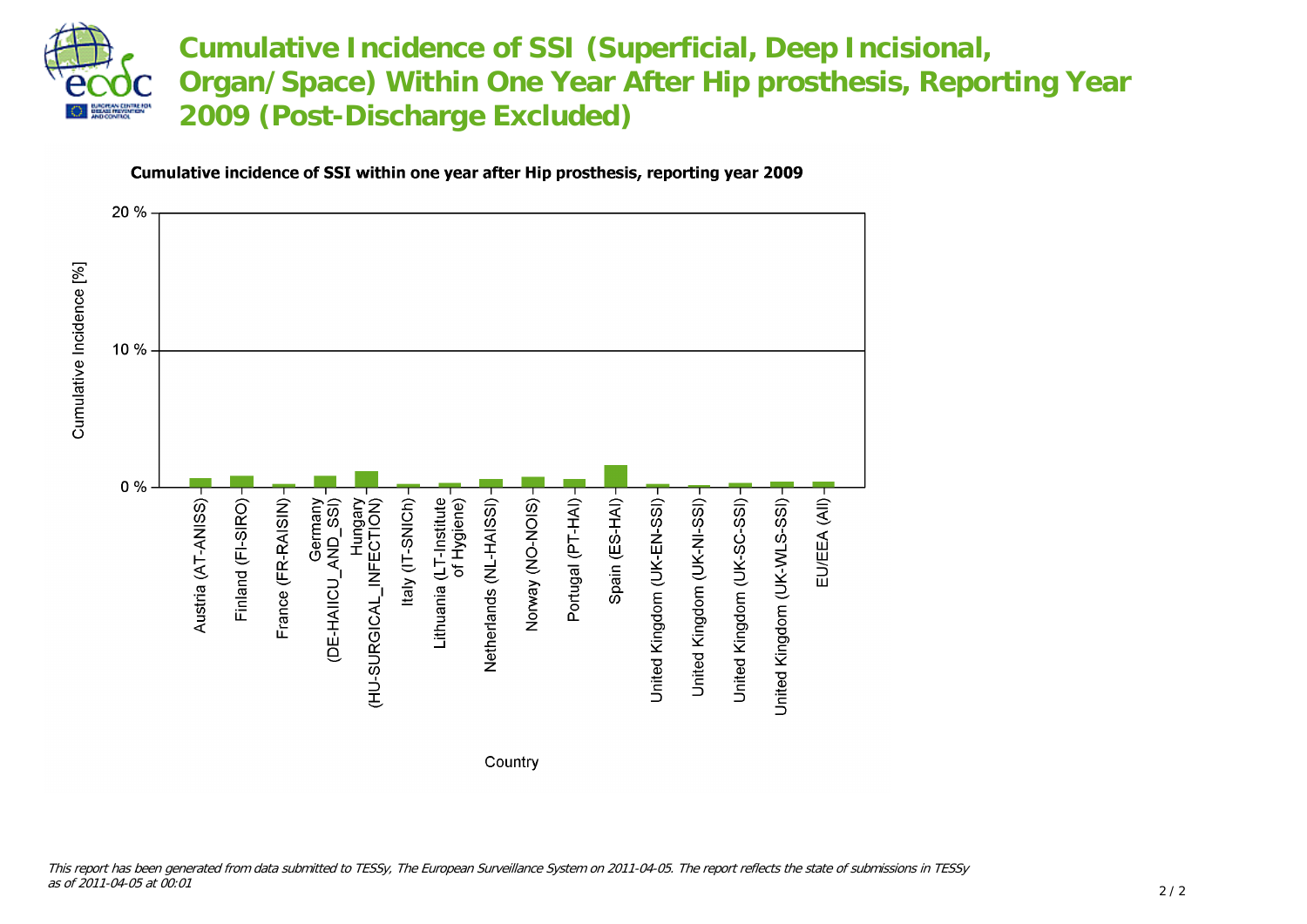# Cumulative Incidence of SSI (Superficial, Deep Incisional, Organ/Space) Within One Year After Hip prosthesis, Reporting Year 2009 (Post-Discharge Excluded)

**Cumulative incidence of SSI within one year after Hip prosthesis, reporting year 2009**

Cumulative Incidence [%]

20 %

10 %

0 %

Austria (AT-ANISS)
Finland (FI-SIRO)
France (FR-RAISIN)
Germany (DE-HAIICU_AND_SSI)
Hungary (HU-SURGICAL_INFECTION)
Italy (IT-SNICh)
Lithuania (LT-Institute of Hygiene)
Netherlands (NL-HAISSI)
Norway (NO-NOIS)
Portugal (PT-HAI)
Spain (ES-HAI)
United Kingdom (UK-EN-SSI)
United Kingdom (UK-NI-SSI)
United Kingdom (UK-SC-SSI)
United Kingdom (UK-WLS-SSI)
EU/EEA (All)

Country

*This report has been generated from data submitted to TESSy, The European Surveillance System on 2011-04-05. The report reflects the state of submissions in TESSy as of 2011-04-05 at 00:01*